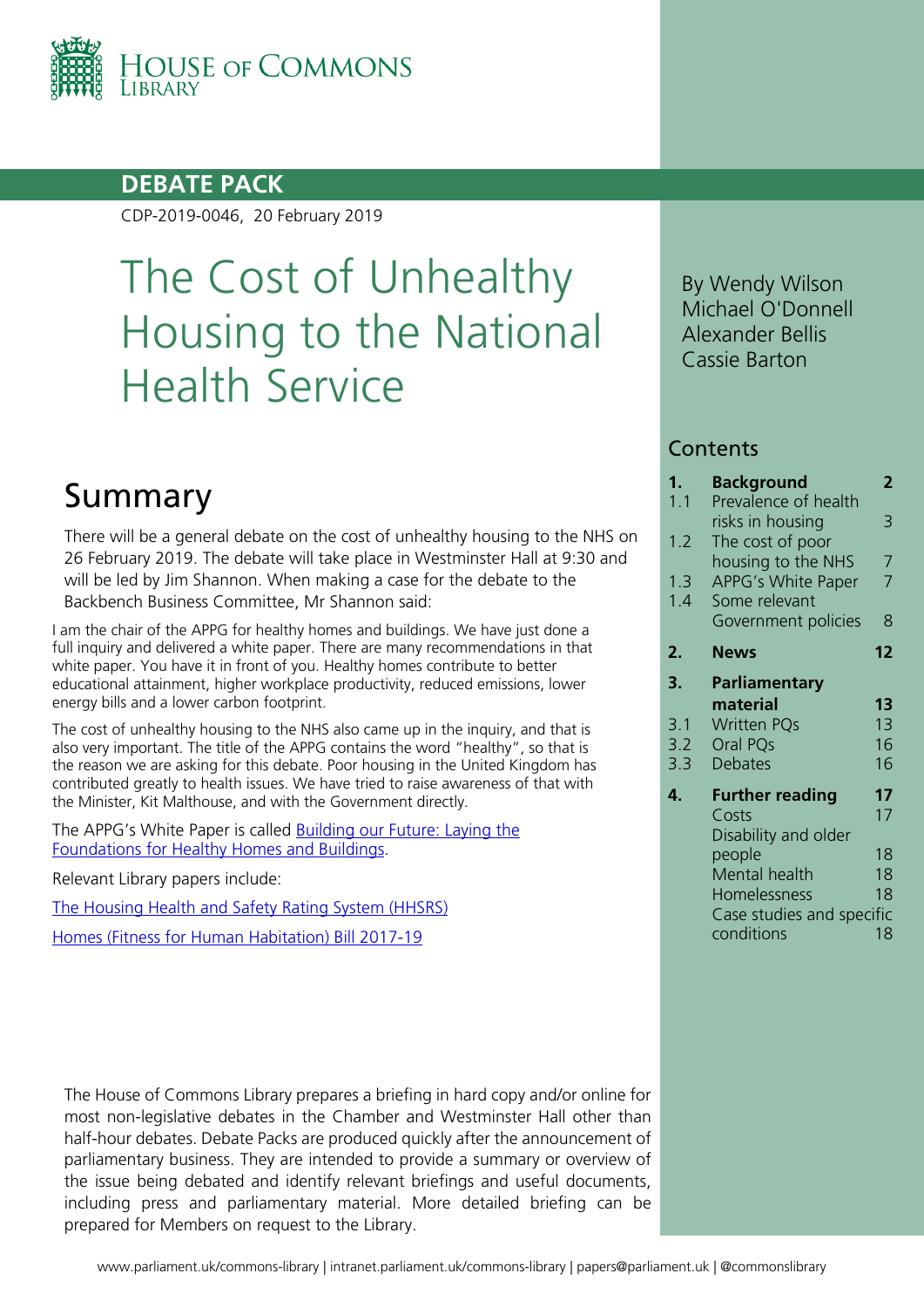HOUSE OF COMMONS LIBRARY

**DEBATE PACK**

CDP-2019-0046, 20 February 2019

# The Cost of Unhealthy Housing to the National Health Service

By Wendy Wilson
Michael O'Donnell
Alexander Bellis
Cassie Barton

## Contents

| | | |
|---|---|---|
| **1.** | **Background** | **2** |
| 1.1 | Prevalence of health risks in housing | 3 |
| 1.2 | The cost of poor housing to the NHS | 7 |
| 1.3 | APPG's White Paper | 7 |
| 1.4 | Some relevant Government policies | 8 |
| **2.** | **News** | **12** |
| **3.** | **Parliamentary material** | **13** |
| 3.1 | Written PQs | 13 |
| 3.2 | Oral PQs | 16 |
| 3.3 | Debates | 16 |
| **4.** | **Further reading** | **17** |
| | Costs | 17 |
| | Disability and older people | 18 |
| | Mental health | 18 |
| | Homelessness | 18 |
| | Case studies and specific conditions | 18 |

## Summary

There will be a general debate on the cost of unhealthy housing to the NHS on 26 February 2019. The debate will take place in Westminster Hall at 9:30 and will be led by Jim Shannon. When making a case for the debate to the Backbench Business Committee, Mr Shannon said:

> I am the chair of the APPG for healthy homes and buildings. We have just done a full inquiry and delivered a white paper. There are many recommendations in that white paper. You have it in front of you. Healthy homes contribute to better educational attainment, higher workplace productivity, reduced emissions, lower energy bills and a lower carbon footprint.
>
> The cost of unhealthy housing to the NHS also came up in the inquiry, and that is also very important. The title of the APPG contains the word "healthy", so that is the reason we are asking for this debate. Poor housing in the United Kingdom has contributed greatly to health issues. We have tried to raise awareness of that with the Minister, Kit Malthouse, and with the Government directly.

The APPG's White Paper is called [Building our Future: Laying the Foundations for Healthy Homes and Buildings](#).

Relevant Library papers include:

[The Housing Health and Safety Rating System (HHSRS)](#)

[Homes (Fitness for Human Habitation) Bill 2017-19](#)

The House of Commons Library prepares a briefing in hard copy and/or online for most non-legislative debates in the Chamber and Westminster Hall other than half-hour debates. Debate Packs are produced quickly after the announcement of parliamentary business. They are intended to provide a summary or overview of the issue being debated and identify relevant briefings and useful documents, including press and parliamentary material. More detailed briefing can be prepared for Members on request to the Library.

www.parliament.uk/commons-library | intranet.parliament.uk/commons-library | papers@parliament.uk | @commonslibrary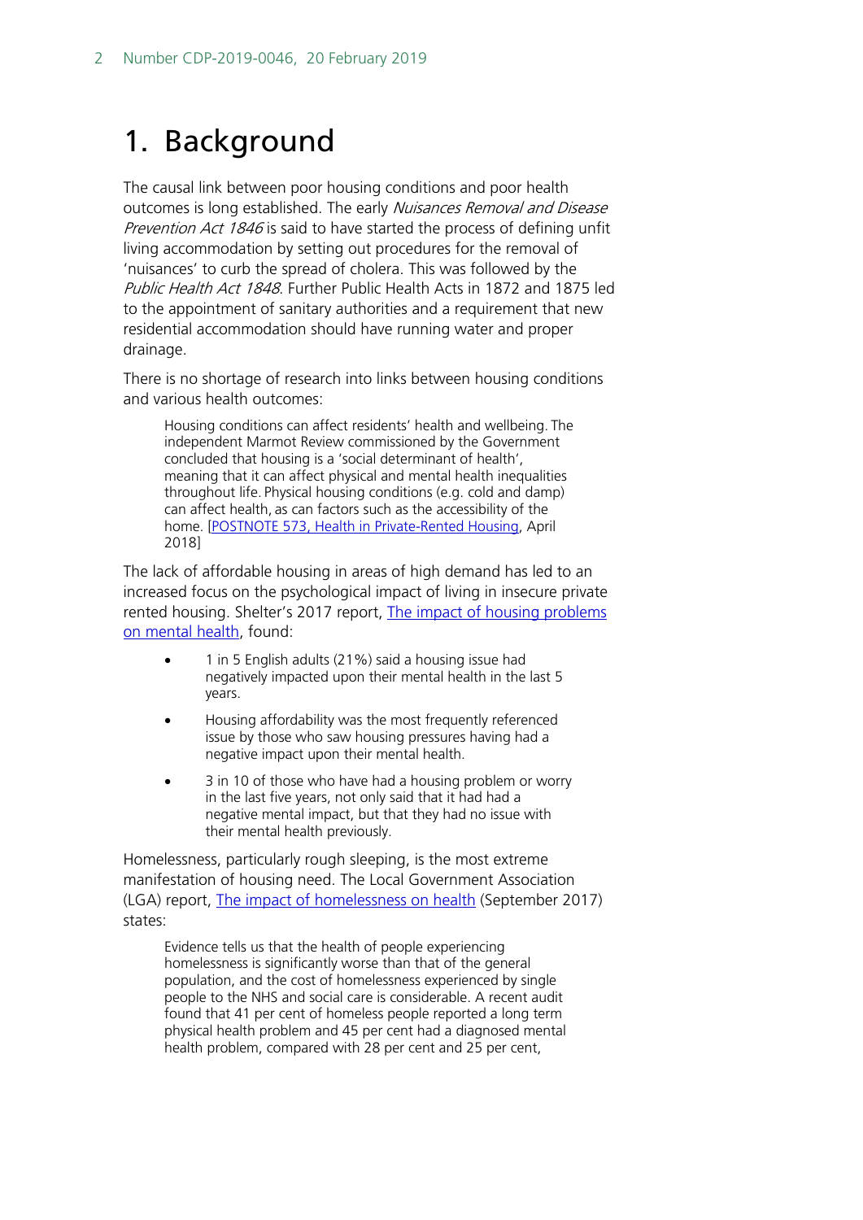// Page 2 of 19 — document 1f7c405c3766

# 1. Background

The causal link between poor housing conditions and poor health outcomes is long established. The early *Nuisances Removal and Disease Prevention Act 1846* is said to have started the process of defining unfit living accommodation by setting out procedures for the removal of 'nuisances' to curb the spread of cholera. This was followed by the *Public Health Act 1848*. Further Public Health Acts in 1872 and 1875 led to the appointment of sanitary authorities and a requirement that new residential accommodation should have running water and proper drainage.

There is no shortage of research into links between housing conditions and various health outcomes:

> Housing conditions can affect residents' health and wellbeing. The independent Marmot Review commissioned by the Government concluded that housing is a 'social determinant of health', meaning that it can affect physical and mental health inequalities throughout life. Physical housing conditions (e.g. cold and damp) can affect health, as can factors such as the accessibility of the home. [POSTNOTE 573, Health in Private-Rented Housing, April 2018]

The lack of affordable housing in areas of high demand has led to an increased focus on the psychological impact of living in insecure private rented housing. Shelter's 2017 report, The impact of housing problems on mental health, found:

- 1 in 5 English adults (21%) said a housing issue had negatively impacted upon their mental health in the last 5 years.
- Housing affordability was the most frequently referenced issue by those who saw housing pressures having had a negative impact upon their mental health.
- 3 in 10 of those who have had a housing problem or worry in the last five years, not only said that it had had a negative mental impact, but that they had no issue with their mental health previously.

Homelessness, particularly rough sleeping, is the most extreme manifestation of housing need. The Local Government Association (LGA) report, The impact of homelessness on health (September 2017) states:

> Evidence tells us that the health of people experiencing homelessness is significantly worse than that of the general population, and the cost of homelessness experienced by single people to the NHS and social care is considerable. A recent audit found that 41 per cent of homeless people reported a long term physical health problem and 45 per cent had a diagnosed mental health problem, compared with 28 per cent and 25 per cent,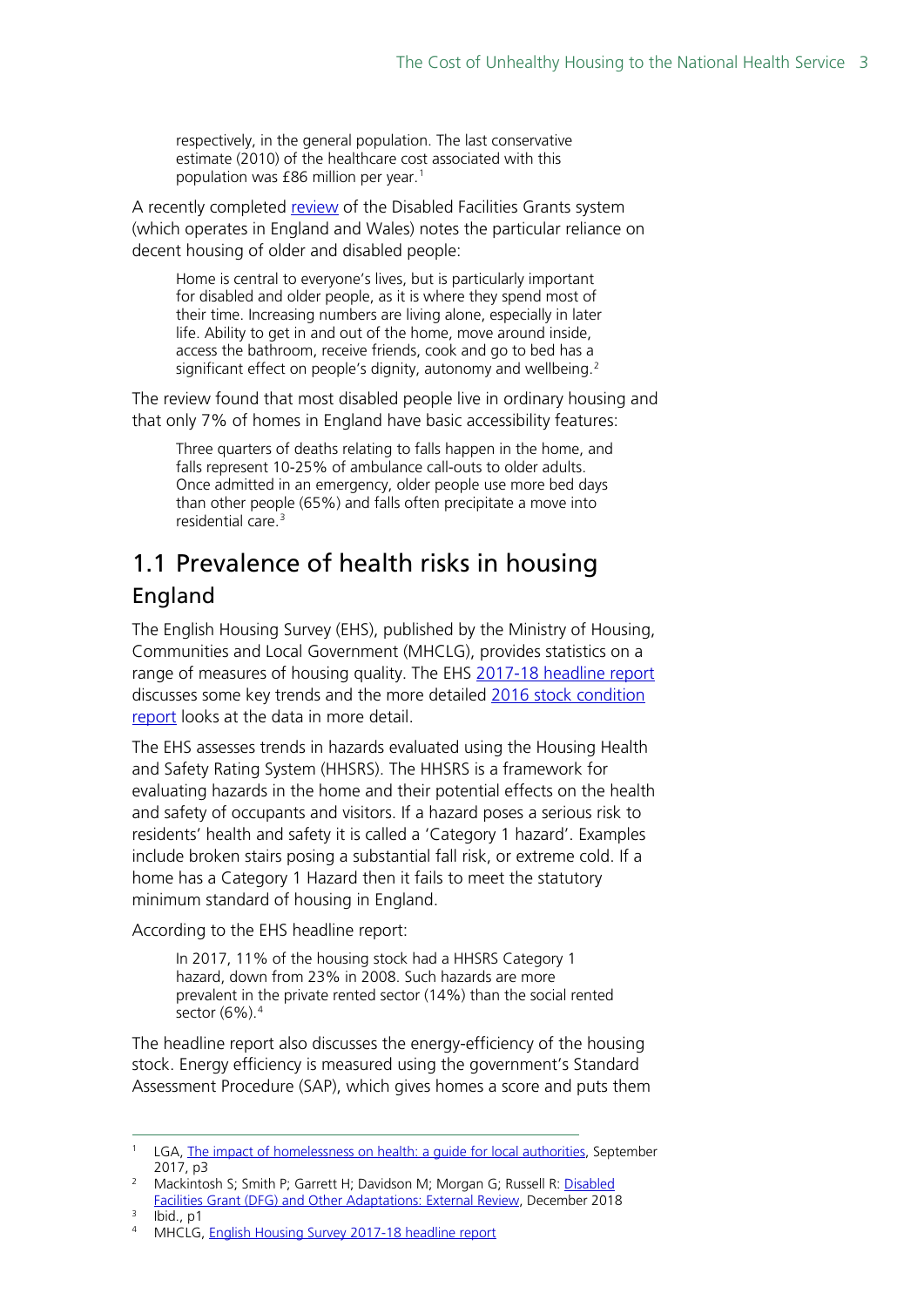> respectively, in the general population. The last conservative estimate (2010) of the healthcare cost associated with this population was £86 million per year.[1]

A recently completed review of the Disabled Facilities Grants system (which operates in England and Wales) notes the particular reliance on decent housing of older and disabled people:

> Home is central to everyone's lives, but is particularly important for disabled and older people, as it is where they spend most of their time. Increasing numbers are living alone, especially in later life. Ability to get in and out of the home, move around inside, access the bathroom, receive friends, cook and go to bed has a significant effect on people's dignity, autonomy and wellbeing.[2]

The review found that most disabled people live in ordinary housing and that only 7% of homes in England have basic accessibility features:

> Three quarters of deaths relating to falls happen in the home, and falls represent 10-25% of ambulance call-outs to older adults. Once admitted in an emergency, older people use more bed days than other people (65%) and falls often precipitate a move into residential care.[3]

## 1.1 Prevalence of health risks in housing

### England

The English Housing Survey (EHS), published by the Ministry of Housing, Communities and Local Government (MHCLG), provides statistics on a range of measures of housing quality. The EHS 2017-18 headline report discusses some key trends and the more detailed 2016 stock condition report looks at the data in more detail.

The EHS assesses trends in hazards evaluated using the Housing Health and Safety Rating System (HHSRS). The HHSRS is a framework for evaluating hazards in the home and their potential effects on the health and safety of occupants and visitors. If a hazard poses a serious risk to residents' health and safety it is called a 'Category 1 hazard'. Examples include broken stairs posing a substantial fall risk, or extreme cold. If a home has a Category 1 Hazard then it fails to meet the statutory minimum standard of housing in England.

According to the EHS headline report:

> In 2017, 11% of the housing stock had a HHSRS Category 1 hazard, down from 23% in 2008. Such hazards are more prevalent in the private rented sector (14%) than the social rented sector (6%).[4]

The headline report also discusses the energy-efficiency of the housing stock. Energy efficiency is measured using the government's Standard Assessment Procedure (SAP), which gives homes a score and puts them

---

1. LGA, The impact of homelessness on health: a guide for local authorities, September 2017, p3
2. Mackintosh S; Smith P; Garrett H; Davidson M; Morgan G; Russell R: Disabled Facilities Grant (DFG) and Other Adaptations: External Review, December 2018
3. Ibid., p1
4. MHCLG, English Housing Survey 2017-18 headline report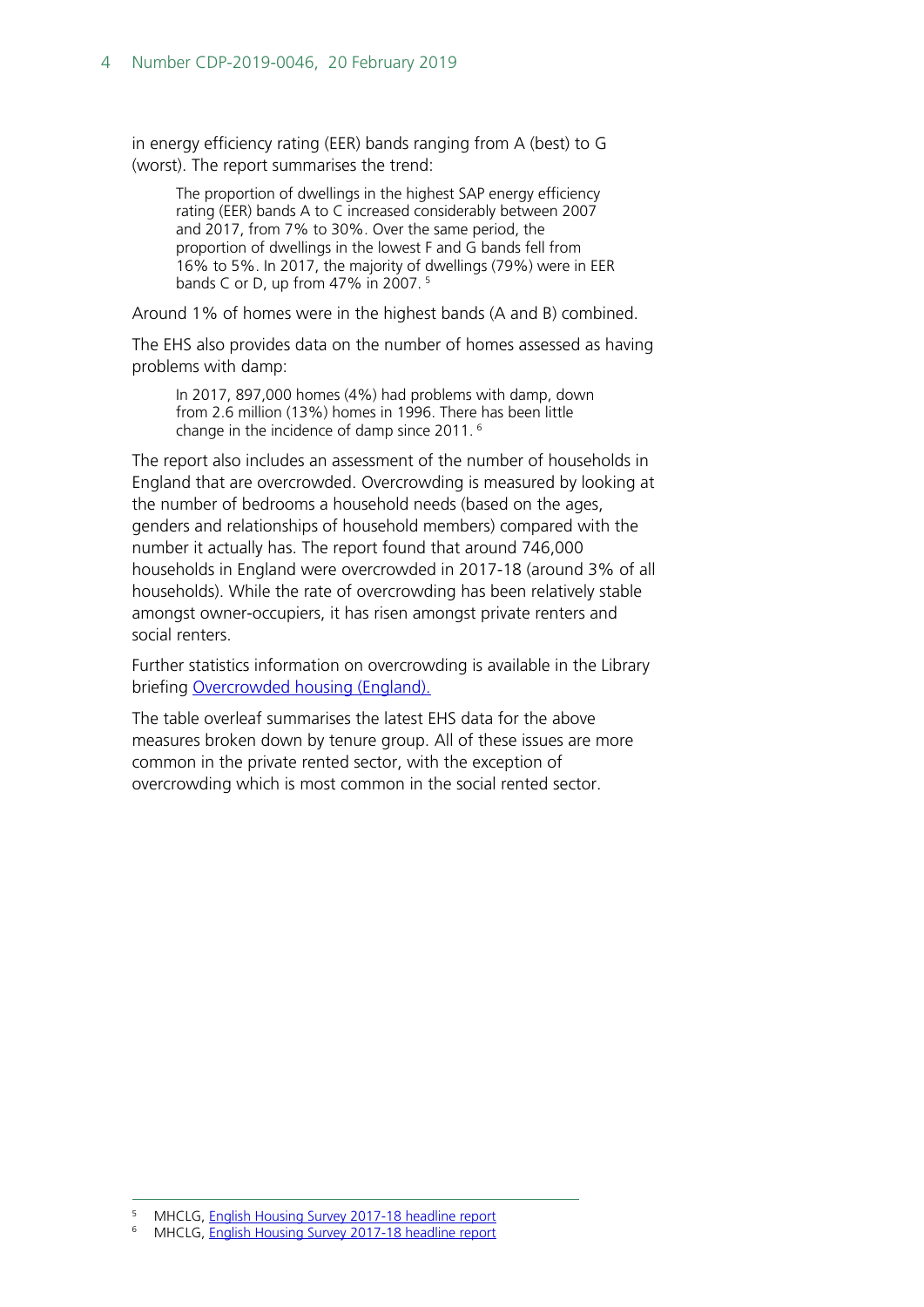in energy efficiency rating (EER) bands ranging from A (best) to G (worst). The report summarises the trend:

> The proportion of dwellings in the highest SAP energy efficiency rating (EER) bands A to C increased considerably between 2007 and 2017, from 7% to 30%. Over the same period, the proportion of dwellings in the lowest F and G bands fell from 16% to 5%. In 2017, the majority of dwellings (79%) were in EER bands C or D, up from 47% in 2007. [5]

Around 1% of homes were in the highest bands (A and B) combined.

The EHS also provides data on the number of homes assessed as having problems with damp:

> In 2017, 897,000 homes (4%) had problems with damp, down from 2.6 million (13%) homes in 1996. There has been little change in the incidence of damp since 2011. [6]

The report also includes an assessment of the number of households in England that are overcrowded. Overcrowding is measured by looking at the number of bedrooms a household needs (based on the ages, genders and relationships of household members) compared with the number it actually has. The report found that around 746,000 households in England were overcrowded in 2017-18 (around 3% of all households). While the rate of overcrowding has been relatively stable amongst owner-occupiers, it has risen amongst private renters and social renters.

Further statistics information on overcrowding is available in the Library briefing [Overcrowded housing (England).]()

The table overleaf summarises the latest EHS data for the above measures broken down by tenure group. All of these issues are more common in the private rented sector, with the exception of overcrowding which is most common in the social rented sector.

---

[5] MHCLG, [English Housing Survey 2017-18 headline report]()

[6] MHCLG, [English Housing Survey 2017-18 headline report]()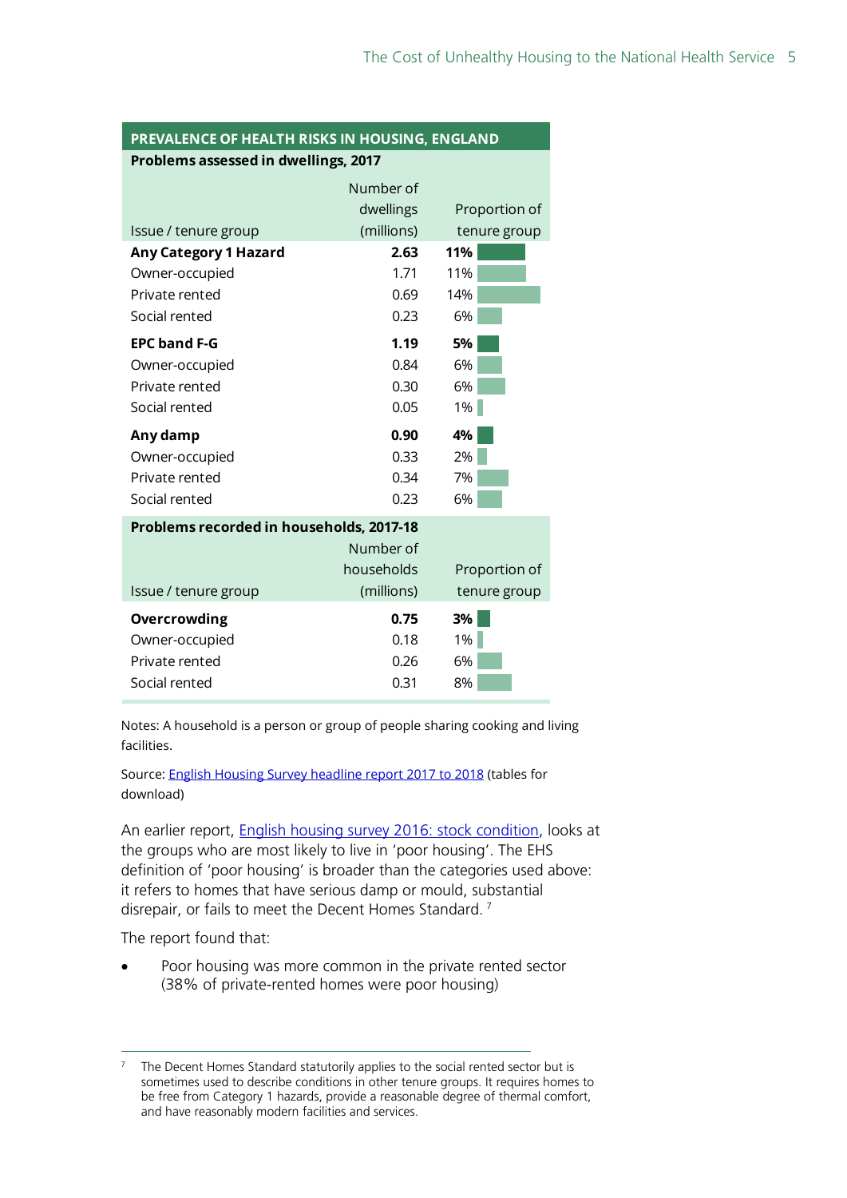**PREVALENCE OF HEALTH RISKS IN HOUSING, ENGLAND**

**Problems assessed in dwellings, 2017**

| Issue / tenure group | Number of dwellings (millions) | Proportion of tenure group |
|---|---|---|
| **Any Category 1 Hazard** | **2.63** | **11%** |
| Owner-occupied | 1.71 | 11% |
| Private rented | 0.69 | 14% |
| Social rented | 0.23 | 6% |
| **EPC band F-G** | **1.19** | **5%** |
| Owner-occupied | 0.84 | 6% |
| Private rented | 0.30 | 6% |
| Social rented | 0.05 | 1% |
| **Any damp** | **0.90** | **4%** |
| Owner-occupied | 0.33 | 2% |
| Private rented | 0.34 | 7% |
| Social rented | 0.23 | 6% |

**Problems recorded in households, 2017-18**

| Issue / tenure group | Number of households (millions) | Proportion of tenure group |
|---|---|---|
| **Overcrowding** | **0.75** | **3%** |
| Owner-occupied | 0.18 | 1% |
| Private rented | 0.26 | 6% |
| Social rented | 0.31 | 8% |

Notes: A household is a person or group of people sharing cooking and living facilities.

Source: English Housing Survey headline report 2017 to 2018 (tables for download)

An earlier report, English housing survey 2016: stock condition, looks at the groups who are most likely to live in 'poor housing'. The EHS definition of 'poor housing' is broader than the categories used above: it refers to homes that have serious damp or mould, substantial disrepair, or fails to meet the Decent Homes Standard.[7]

The report found that:

- Poor housing was more common in the private rented sector (38% of private-rented homes were poor housing)

[7] The Decent Homes Standard statutorily applies to the social rented sector but is sometimes used to describe conditions in other tenure groups. It requires homes to be free from Category 1 hazards, provide a reasonable degree of thermal comfort, and have reasonably modern facilities and services.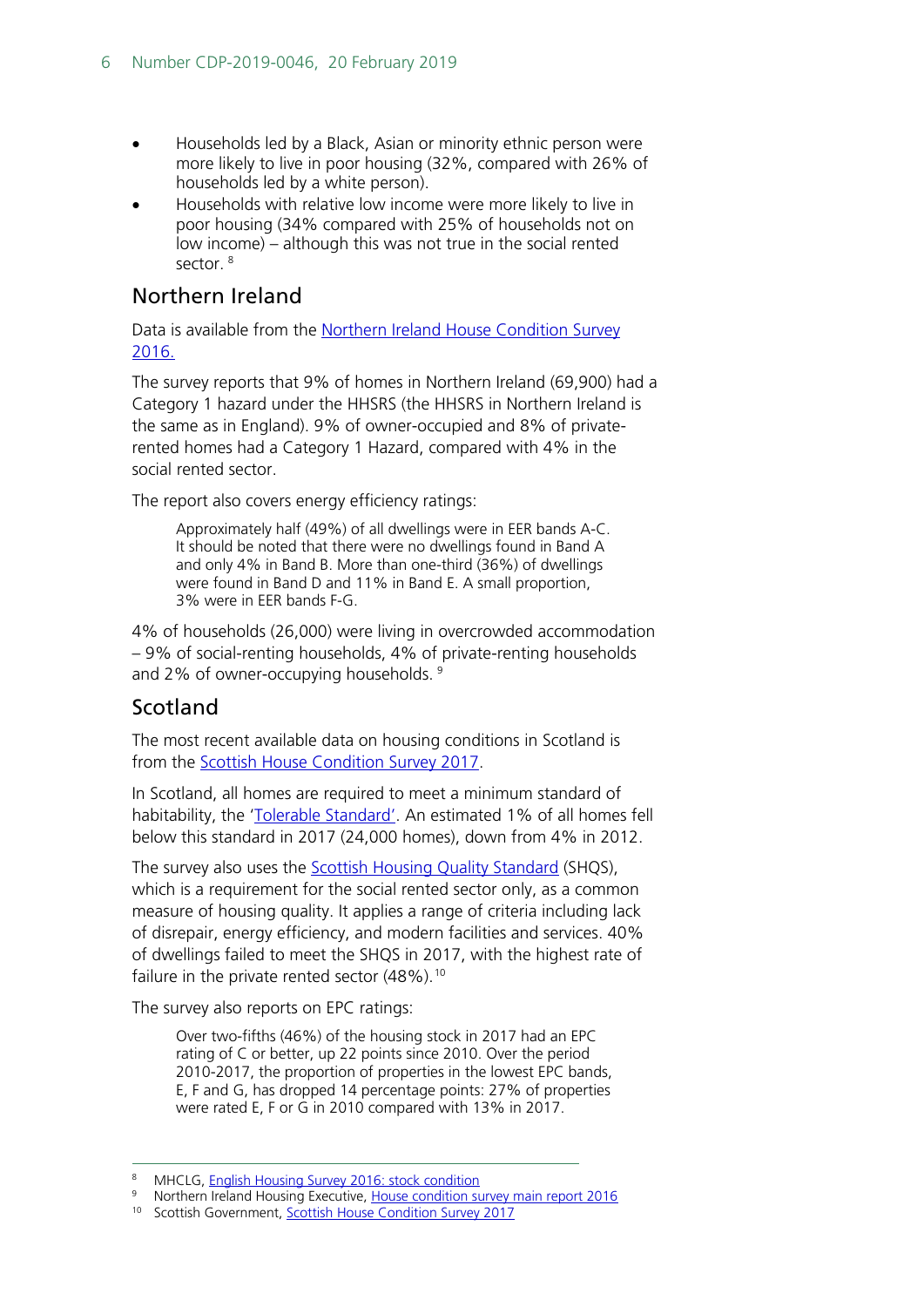- Households led by a Black, Asian or minority ethnic person were more likely to live in poor housing (32%, compared with 26% of households led by a white person).
- Households with relative low income were more likely to live in poor housing (34% compared with 25% of households not on low income) – although this was not true in the social rented sector. [8]

## Northern Ireland

Data is available from the [Northern Ireland House Condition Survey 2016.](#)

The survey reports that 9% of homes in Northern Ireland (69,900) had a Category 1 hazard under the HHSRS (the HHSRS in Northern Ireland is the same as in England). 9% of owner-occupied and 8% of private-rented homes had a Category 1 Hazard, compared with 4% in the social rented sector.

The report also covers energy efficiency ratings:

> Approximately half (49%) of all dwellings were in EER bands A-C. It should be noted that there were no dwellings found in Band A and only 4% in Band B. More than one-third (36%) of dwellings were found in Band D and 11% in Band E. A small proportion, 3% were in EER bands F-G.

4% of households (26,000) were living in overcrowded accommodation – 9% of social-renting households, 4% of private-renting households and 2% of owner-occupying households. [9]

## Scotland

The most recent available data on housing conditions in Scotland is from the [Scottish House Condition Survey 2017](#).

In Scotland, all homes are required to meet a minimum standard of habitability, the '[Tolerable Standard](#)'. An estimated 1% of all homes fell below this standard in 2017 (24,000 homes), down from 4% in 2012.

The survey also uses the [Scottish Housing Quality Standard](#) (SHQS), which is a requirement for the social rented sector only, as a common measure of housing quality. It applies a range of criteria including lack of disrepair, energy efficiency, and modern facilities and services. 40% of dwellings failed to meet the SHQS in 2017, with the highest rate of failure in the private rented sector (48%). [10]

The survey also reports on EPC ratings:

> Over two-fifths (46%) of the housing stock in 2017 had an EPC rating of C or better, up 22 points since 2010. Over the period 2010-2017, the proportion of properties in the lowest EPC bands, E, F and G, has dropped 14 percentage points: 27% of properties were rated E, F or G in 2010 compared with 13% in 2017.

---

[8] MHCLG, [English Housing Survey 2016: stock condition](#)

[9] Northern Ireland Housing Executive, [House condition survey main report 2016](#)

[10] Scottish Government, [Scottish House Condition Survey 2017](#)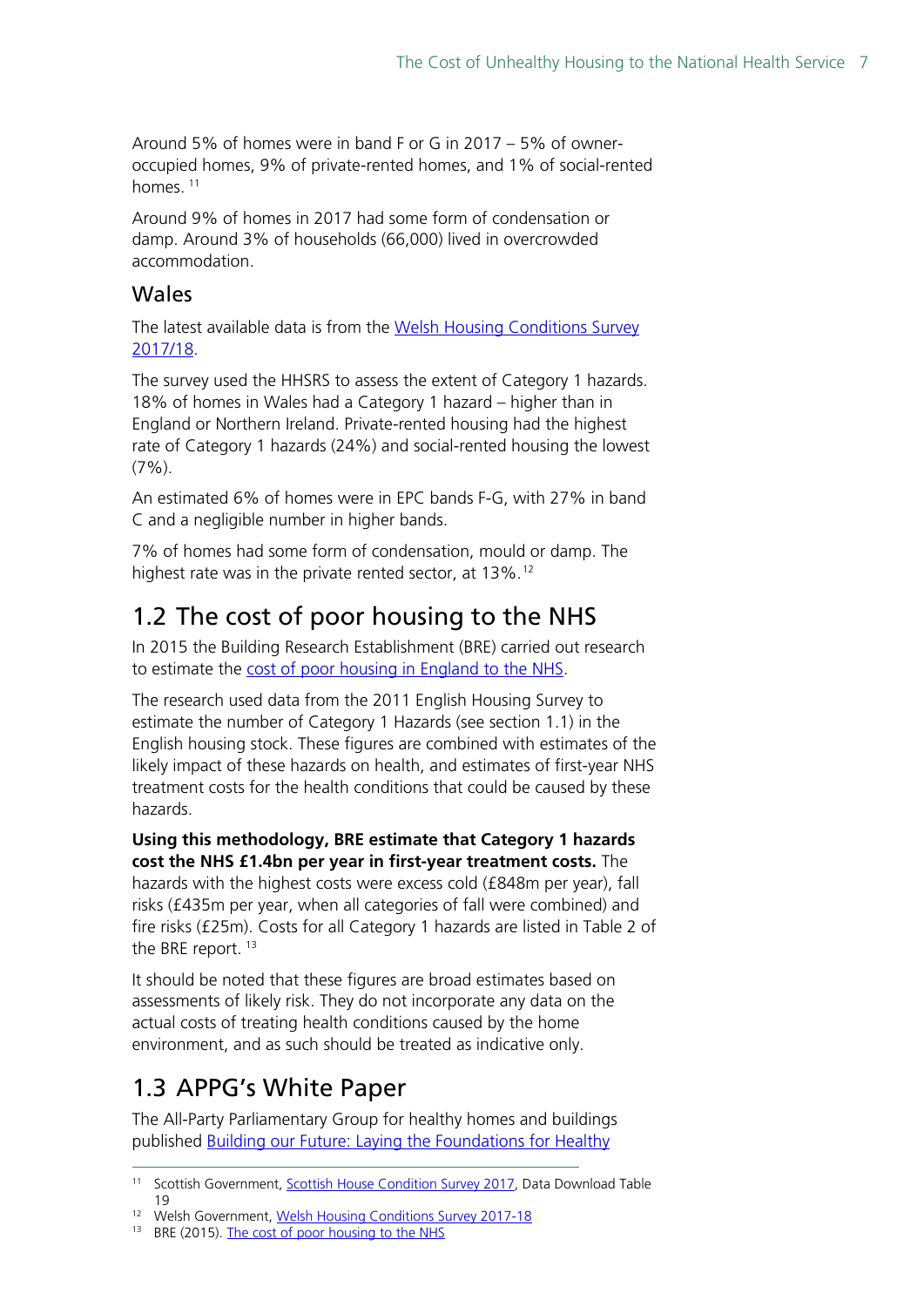Around 5% of homes were in band F or G in 2017 – 5% of owner-occupied homes, 9% of private-rented homes, and 1% of social-rented homes. [11]

Around 9% of homes in 2017 had some form of condensation or damp. Around 3% of households (66,000) lived in overcrowded accommodation.

### Wales

The latest available data is from the Welsh Housing Conditions Survey 2017/18.

The survey used the HHSRS to assess the extent of Category 1 hazards. 18% of homes in Wales had a Category 1 hazard – higher than in England or Northern Ireland. Private-rented housing had the highest rate of Category 1 hazards (24%) and social-rented housing the lowest (7%).

An estimated 6% of homes were in EPC bands F-G, with 27% in band C and a negligible number in higher bands.

7% of homes had some form of condensation, mould or damp. The highest rate was in the private rented sector, at 13%. [12]

## 1.2 The cost of poor housing to the NHS

In 2015 the Building Research Establishment (BRE) carried out research to estimate the cost of poor housing in England to the NHS.

The research used data from the 2011 English Housing Survey to estimate the number of Category 1 Hazards (see section 1.1) in the English housing stock. These figures are combined with estimates of the likely impact of these hazards on health, and estimates of first-year NHS treatment costs for the health conditions that could be caused by these hazards.

**Using this methodology, BRE estimate that Category 1 hazards cost the NHS £1.4bn per year in first-year treatment costs.** The hazards with the highest costs were excess cold (£848m per year), fall risks (£435m per year, when all categories of fall were combined) and fire risks (£25m). Costs for all Category 1 hazards are listed in Table 2 of the BRE report. [13]

It should be noted that these figures are broad estimates based on assessments of likely risk. They do not incorporate any data on the actual costs of treating health conditions caused by the home environment, and as such should be treated as indicative only.

## 1.3 APPG's White Paper

The All-Party Parliamentary Group for healthy homes and buildings published Building our Future: Laying the Foundations for Healthy

---

[11] Scottish Government, Scottish House Condition Survey 2017, Data Download Table 19

[12] Welsh Government, Welsh Housing Conditions Survey 2017-18

[13] BRE (2015). The cost of poor housing to the NHS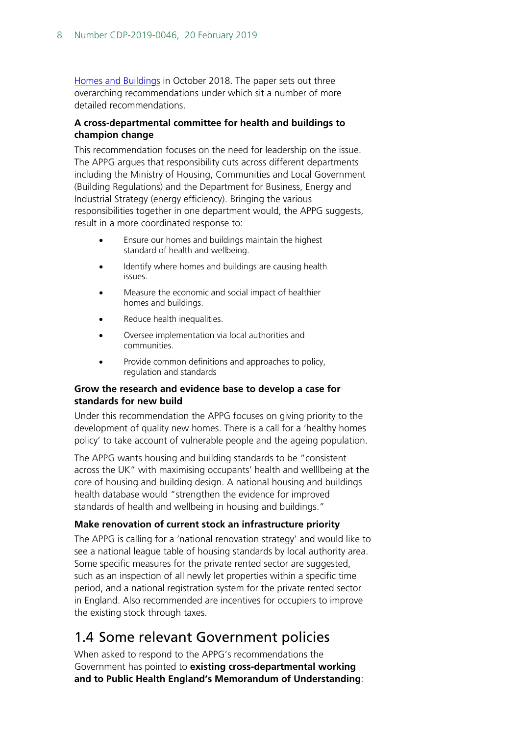[Homes and Buildings](#) in October 2018. The paper sets out three overarching recommendations under which sit a number of more detailed recommendations.

**A cross-departmental committee for health and buildings to champion change**

This recommendation focuses on the need for leadership on the issue. The APPG argues that responsibility cuts across different departments including the Ministry of Housing, Communities and Local Government (Building Regulations) and the Department for Business, Energy and Industrial Strategy (energy efficiency). Bringing the various responsibilities together in one department would, the APPG suggests, result in a more coordinated response to:

- Ensure our homes and buildings maintain the highest standard of health and wellbeing.
- Identify where homes and buildings are causing health issues.
- Measure the economic and social impact of healthier homes and buildings.
- Reduce health inequalities.
- Oversee implementation via local authorities and communities.
- Provide common definitions and approaches to policy, regulation and standards

**Grow the research and evidence base to develop a case for standards for new build**

Under this recommendation the APPG focuses on giving priority to the development of quality new homes. There is a call for a 'healthy homes policy' to take account of vulnerable people and the ageing population.

The APPG wants housing and building standards to be "consistent across the UK" with maximising occupants' health and welllbeing at the core of housing and building design. A national housing and buildings health database would "strengthen the evidence for improved standards of health and wellbeing in housing and buildings."

**Make renovation of current stock an infrastructure priority**

The APPG is calling for a 'national renovation strategy' and would like to see a national league table of housing standards by local authority area. Some specific measures for the private rented sector are suggested, such as an inspection of all newly let properties within a specific time period, and a national registration system for the private rented sector in England. Also recommended are incentives for occupiers to improve the existing stock through taxes.

## 1.4 Some relevant Government policies

When asked to respond to the APPG's recommendations the Government has pointed to **existing cross-departmental working and to Public Health England's Memorandum of Understanding**: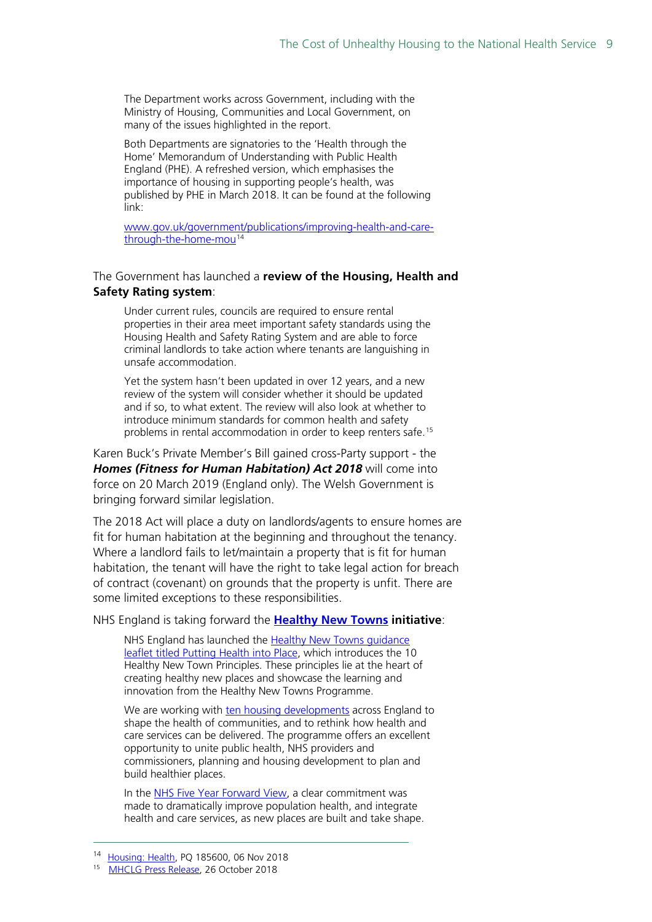> The Department works across Government, including with the Ministry of Housing, Communities and Local Government, on many of the issues highlighted in the report.
>
> Both Departments are signatories to the 'Health through the Home' Memorandum of Understanding with Public Health England (PHE). A refreshed version, which emphasises the importance of housing in supporting people's health, was published by PHE in March 2018. It can be found at the following link:
>
> www.gov.uk/government/publications/improving-health-and-care-through-the-home-mou[14]

The Government has launched a **review of the Housing, Health and Safety Rating system**:

> Under current rules, councils are required to ensure rental properties in their area meet important safety standards using the Housing Health and Safety Rating System and are able to force criminal landlords to take action where tenants are languishing in unsafe accommodation.
>
> Yet the system hasn't been updated in over 12 years, and a new review of the system will consider whether it should be updated and if so, to what extent. The review will also look at whether to introduce minimum standards for common health and safety problems in rental accommodation in order to keep renters safe.[15]

Karen Buck's Private Member's Bill gained cross-Party support - the ***Homes (Fitness for Human Habitation) Act 2018*** will come into force on 20 March 2019 (England only). The Welsh Government is bringing forward similar legislation.

The 2018 Act will place a duty on landlords/agents to ensure homes are fit for human habitation at the beginning and throughout the tenancy. Where a landlord fails to let/maintain a property that is fit for human habitation, the tenant will have the right to take legal action for breach of contract (covenant) on grounds that the property is unfit. There are some limited exceptions to these responsibilities.

NHS England is taking forward the **Healthy New Towns initiative**:

> NHS England has launched the Healthy New Towns guidance leaflet titled Putting Health into Place, which introduces the 10 Healthy New Town Principles. These principles lie at the heart of creating healthy new places and showcase the learning and innovation from the Healthy New Towns Programme.
>
> We are working with ten housing developments across England to shape the health of communities, and to rethink how health and care services can be delivered. The programme offers an excellent opportunity to unite public health, NHS providers and commissioners, planning and housing development to plan and build healthier places.
>
> In the NHS Five Year Forward View, a clear commitment was made to dramatically improve population health, and integrate health and care services, as new places are built and take shape.

---

[14] Housing: Health, PQ 185600, 06 Nov 2018

[15] MHCLG Press Release, 26 October 2018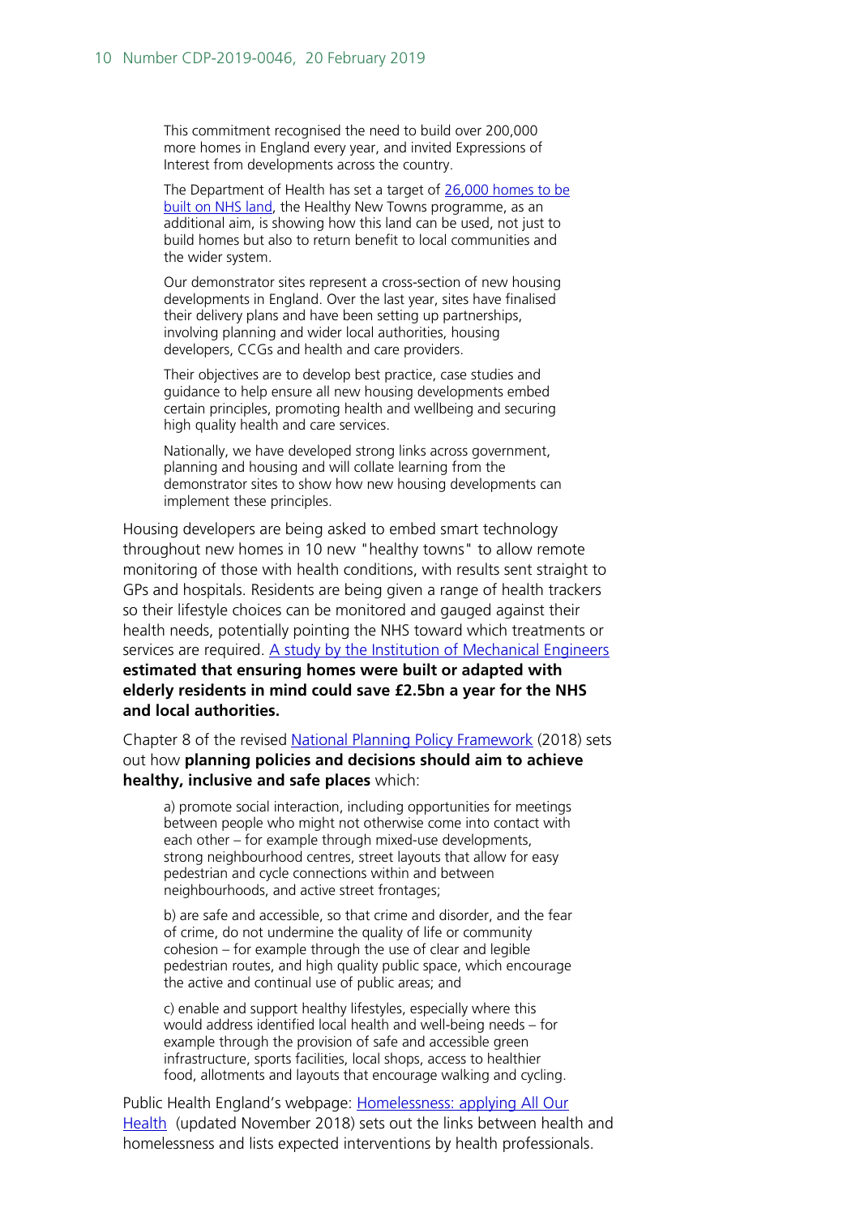> This commitment recognised the need to build over 200,000 more homes in England every year, and invited Expressions of Interest from developments across the country.
>
> The Department of Health has set a target of [26,000 homes to be built on NHS land](), the Healthy New Towns programme, as an additional aim, is showing how this land can be used, not just to build homes but also to return benefit to local communities and the wider system.
>
> Our demonstrator sites represent a cross-section of new housing developments in England. Over the last year, sites have finalised their delivery plans and have been setting up partnerships, involving planning and wider local authorities, housing developers, CCGs and health and care providers.
>
> Their objectives are to develop best practice, case studies and guidance to help ensure all new housing developments embed certain principles, promoting health and wellbeing and securing high quality health and care services.
>
> Nationally, we have developed strong links across government, planning and housing and will collate learning from the demonstrator sites to show how new housing developments can implement these principles.

Housing developers are being asked to embed smart technology throughout new homes in 10 new "healthy towns" to allow remote monitoring of those with health conditions, with results sent straight to GPs and hospitals. Residents are being given a range of health trackers so their lifestyle choices can be monitored and gauged against their health needs, potentially pointing the NHS toward which treatments or services are required. [A study by the Institution of Mechanical Engineers]() **estimated that ensuring homes were built or adapted with elderly residents in mind could save £2.5bn a year for the NHS and local authorities.**

Chapter 8 of the revised [National Planning Policy Framework]() (2018) sets out how **planning policies and decisions should aim to achieve healthy, inclusive and safe places** which:

> a) promote social interaction, including opportunities for meetings between people who might not otherwise come into contact with each other – for example through mixed-use developments, strong neighbourhood centres, street layouts that allow for easy pedestrian and cycle connections within and between neighbourhoods, and active street frontages;
>
> b) are safe and accessible, so that crime and disorder, and the fear of crime, do not undermine the quality of life or community cohesion – for example through the use of clear and legible pedestrian routes, and high quality public space, which encourage the active and continual use of public areas; and
>
> c) enable and support healthy lifestyles, especially where this would address identified local health and well-being needs – for example through the provision of safe and accessible green infrastructure, sports facilities, local shops, access to healthier food, allotments and layouts that encourage walking and cycling.

Public Health England's webpage: [Homelessness: applying All Our Health]() (updated November 2018) sets out the links between health and homelessness and lists expected interventions by health professionals.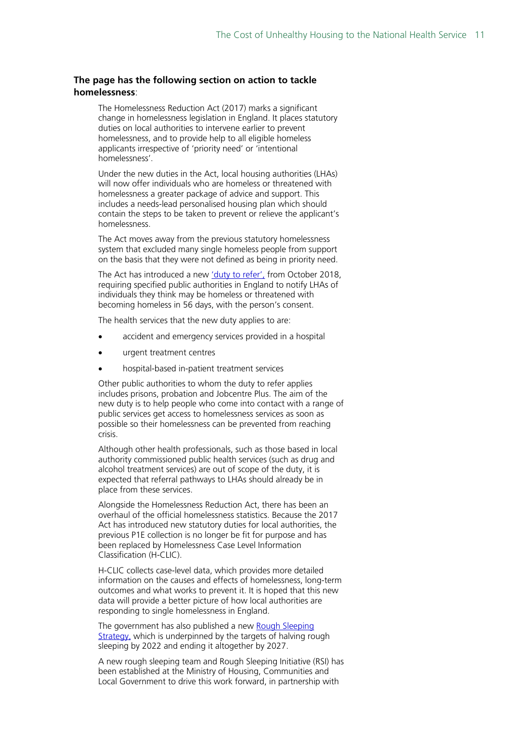**The page has the following section on action to tackle homelessness**:

> The Homelessness Reduction Act (2017) marks a significant change in homelessness legislation in England. It places statutory duties on local authorities to intervene earlier to prevent homelessness, and to provide help to all eligible homeless applicants irrespective of 'priority need' or 'intentional homelessness'.
>
> Under the new duties in the Act, local housing authorities (LHAs) will now offer individuals who are homeless or threatened with homelessness a greater package of advice and support. This includes a needs-lead personalised housing plan which should contain the steps to be taken to prevent or relieve the applicant's homelessness.
>
> The Act moves away from the previous statutory homelessness system that excluded many single homeless people from support on the basis that they were not defined as being in priority need.
>
> The Act has introduced a new 'duty to refer', from October 2018, requiring specified public authorities in England to notify LHAs of individuals they think may be homeless or threatened with becoming homeless in 56 days, with the person's consent.
>
> The health services that the new duty applies to are:
>
> - accident and emergency services provided in a hospital
> - urgent treatment centres
> - hospital-based in-patient treatment services
>
> Other public authorities to whom the duty to refer applies includes prisons, probation and Jobcentre Plus. The aim of the new duty is to help people who come into contact with a range of public services get access to homelessness services as soon as possible so their homelessness can be prevented from reaching crisis.
>
> Although other health professionals, such as those based in local authority commissioned public health services (such as drug and alcohol treatment services) are out of scope of the duty, it is expected that referral pathways to LHAs should already be in place from these services.
>
> Alongside the Homelessness Reduction Act, there has been an overhaul of the official homelessness statistics. Because the 2017 Act has introduced new statutory duties for local authorities, the previous P1E collection is no longer be fit for purpose and has been replaced by Homelessness Case Level Information Classification (H-CLIC).
>
> H-CLIC collects case-level data, which provides more detailed information on the causes and effects of homelessness, long-term outcomes and what works to prevent it. It is hoped that this new data will provide a better picture of how local authorities are responding to single homelessness in England.
>
> The government has also published a new Rough Sleeping Strategy, which is underpinned by the targets of halving rough sleeping by 2022 and ending it altogether by 2027.
>
> A new rough sleeping team and Rough Sleeping Initiative (RSI) has been established at the Ministry of Housing, Communities and Local Government to drive this work forward, in partnership with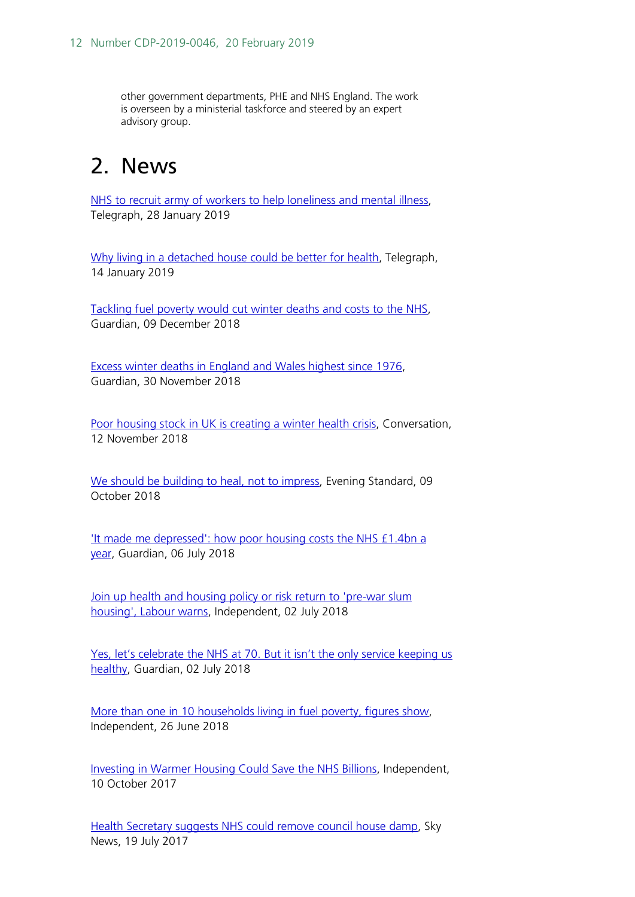other government departments, PHE and NHS England. The work is overseen by a ministerial taskforce and steered by an expert advisory group.

# 2. News

NHS to recruit army of workers to help loneliness and mental illness, Telegraph, 28 January 2019

Why living in a detached house could be better for health, Telegraph, 14 January 2019

Tackling fuel poverty would cut winter deaths and costs to the NHS, Guardian, 09 December 2018

Excess winter deaths in England and Wales highest since 1976, Guardian, 30 November 2018

Poor housing stock in UK is creating a winter health crisis, Conversation, 12 November 2018

We should be building to heal, not to impress, Evening Standard, 09 October 2018

'It made me depressed': how poor housing costs the NHS £1.4bn a year, Guardian, 06 July 2018

Join up health and housing policy or risk return to 'pre-war slum housing', Labour warns, Independent, 02 July 2018

Yes, let's celebrate the NHS at 70. But it isn't the only service keeping us healthy, Guardian, 02 July 2018

More than one in 10 households living in fuel poverty, figures show, Independent, 26 June 2018

Investing in Warmer Housing Could Save the NHS Billions, Independent, 10 October 2017

Health Secretary suggests NHS could remove council house damp, Sky News, 19 July 2017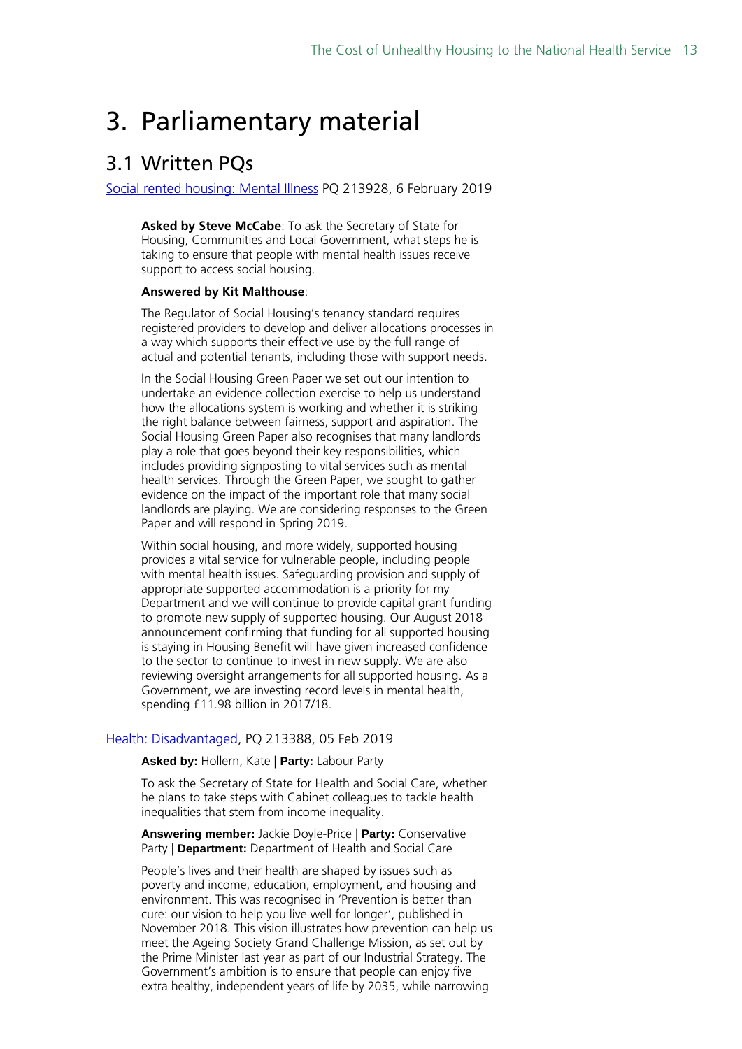# 3. Parliamentary material

## 3.1 Written PQs

Social rented housing: Mental Illness PQ 213928, 6 February 2019

**Asked by Steve McCabe**: To ask the Secretary of State for Housing, Communities and Local Government, what steps he is taking to ensure that people with mental health issues receive support to access social housing.

**Answered by Kit Malthouse**:

The Regulator of Social Housing's tenancy standard requires registered providers to develop and deliver allocations processes in a way which supports their effective use by the full range of actual and potential tenants, including those with support needs.

In the Social Housing Green Paper we set out our intention to undertake an evidence collection exercise to help us understand how the allocations system is working and whether it is striking the right balance between fairness, support and aspiration. The Social Housing Green Paper also recognises that many landlords play a role that goes beyond their key responsibilities, which includes providing signposting to vital services such as mental health services. Through the Green Paper, we sought to gather evidence on the impact of the important role that many social landlords are playing. We are considering responses to the Green Paper and will respond in Spring 2019.

Within social housing, and more widely, supported housing provides a vital service for vulnerable people, including people with mental health issues. Safeguarding provision and supply of appropriate supported accommodation is a priority for my Department and we will continue to provide capital grant funding to promote new supply of supported housing. Our August 2018 announcement confirming that funding for all supported housing is staying in Housing Benefit will have given increased confidence to the sector to continue to invest in new supply. We are also reviewing oversight arrangements for all supported housing. As a Government, we are investing record levels in mental health, spending £11.98 billion in 2017/18.

Health: Disadvantaged, PQ 213388, 05 Feb 2019

**Asked by:** Hollern, Kate | **Party:** Labour Party

To ask the Secretary of State for Health and Social Care, whether he plans to take steps with Cabinet colleagues to tackle health inequalities that stem from income inequality.

**Answering member:** Jackie Doyle-Price | **Party:** Conservative Party | **Department:** Department of Health and Social Care

People's lives and their health are shaped by issues such as poverty and income, education, employment, and housing and environment. This was recognised in 'Prevention is better than cure: our vision to help you live well for longer', published in November 2018. This vision illustrates how prevention can help us meet the Ageing Society Grand Challenge Mission, as set out by the Prime Minister last year as part of our Industrial Strategy. The Government's ambition is to ensure that people can enjoy five extra healthy, independent years of life by 2035, while narrowing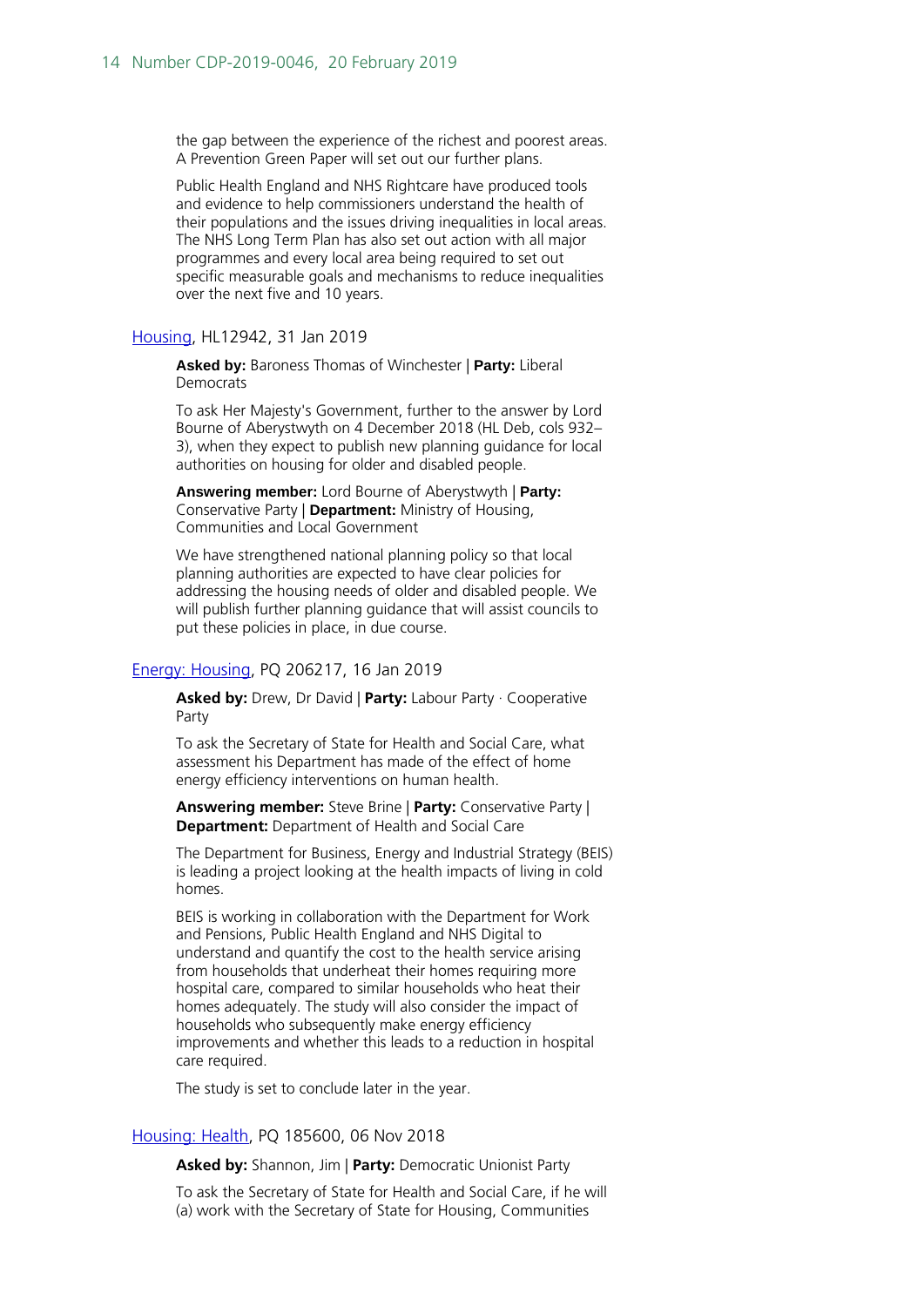the gap between the experience of the richest and poorest areas. A Prevention Green Paper will set out our further plans.

Public Health England and NHS Rightcare have produced tools and evidence to help commissioners understand the health of their populations and the issues driving inequalities in local areas. The NHS Long Term Plan has also set out action with all major programmes and every local area being required to set out specific measurable goals and mechanisms to reduce inequalities over the next five and 10 years.

[Housing](), HL12942, 31 Jan 2019

**Asked by:** Baroness Thomas of Winchester | **Party:** Liberal Democrats

To ask Her Majesty's Government, further to the answer by Lord Bourne of Aberystwyth on 4 December 2018 (HL Deb, cols 932–3), when they expect to publish new planning guidance for local authorities on housing for older and disabled people.

**Answering member:** Lord Bourne of Aberystwyth | **Party:** Conservative Party | **Department:** Ministry of Housing, Communities and Local Government

We have strengthened national planning policy so that local planning authorities are expected to have clear policies for addressing the housing needs of older and disabled people. We will publish further planning guidance that will assist councils to put these policies in place, in due course.

[Energy: Housing](), PQ 206217, 16 Jan 2019

**Asked by:** Drew, Dr David | **Party:** Labour Party · Cooperative Party

To ask the Secretary of State for Health and Social Care, what assessment his Department has made of the effect of home energy efficiency interventions on human health.

**Answering member:** Steve Brine | **Party:** Conservative Party | **Department:** Department of Health and Social Care

The Department for Business, Energy and Industrial Strategy (BEIS) is leading a project looking at the health impacts of living in cold homes.

BEIS is working in collaboration with the Department for Work and Pensions, Public Health England and NHS Digital to understand and quantify the cost to the health service arising from households that underheat their homes requiring more hospital care, compared to similar households who heat their homes adequately. The study will also consider the impact of households who subsequently make energy efficiency improvements and whether this leads to a reduction in hospital care required.

The study is set to conclude later in the year.

[Housing: Health](), PQ 185600, 06 Nov 2018

**Asked by:** Shannon, Jim | **Party:** Democratic Unionist Party

To ask the Secretary of State for Health and Social Care, if he will (a) work with the Secretary of State for Housing, Communities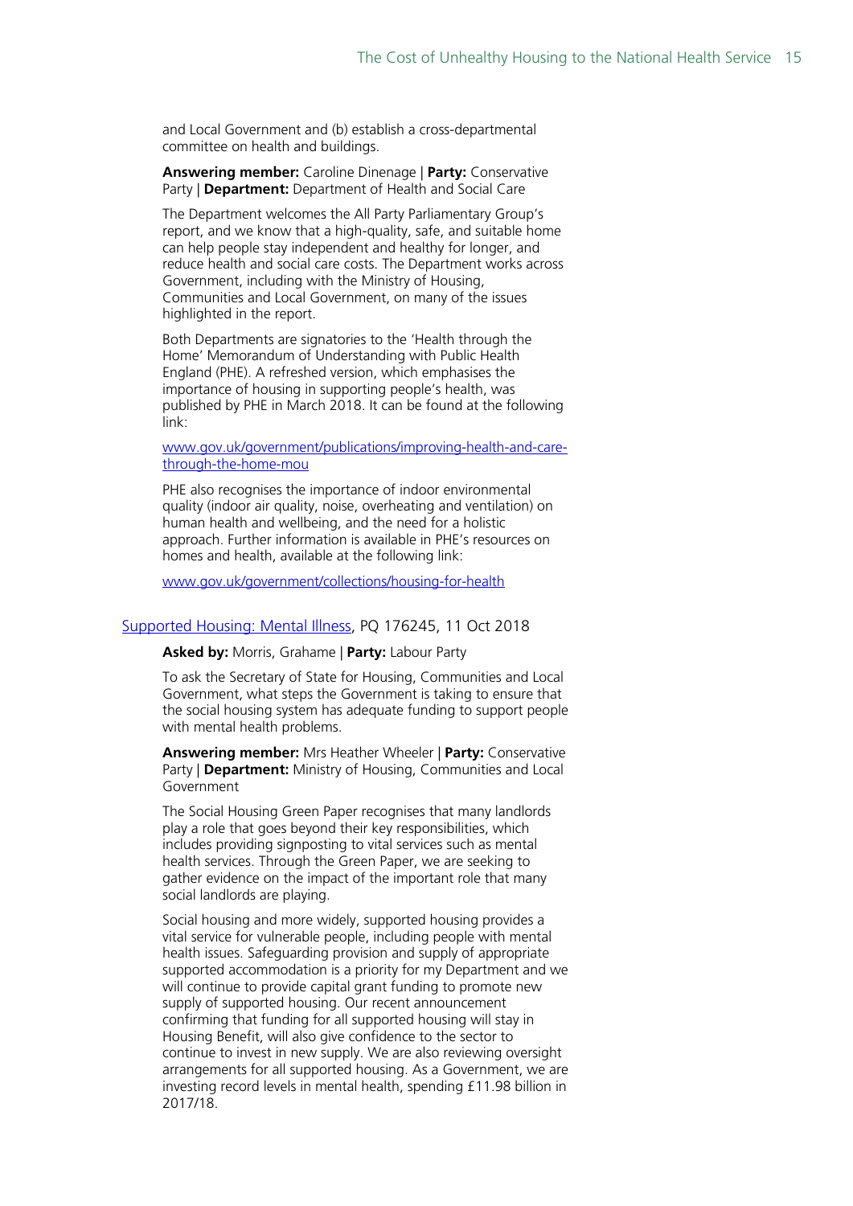and Local Government and (b) establish a cross-departmental committee on health and buildings.

**Answering member:** Caroline Dinenage | **Party:** Conservative Party | **Department:** Department of Health and Social Care

The Department welcomes the All Party Parliamentary Group's report, and we know that a high-quality, safe, and suitable home can help people stay independent and healthy for longer, and reduce health and social care costs. The Department works across Government, including with the Ministry of Housing, Communities and Local Government, on many of the issues highlighted in the report.

Both Departments are signatories to the 'Health through the Home' Memorandum of Understanding with Public Health England (PHE). A refreshed version, which emphasises the importance of housing in supporting people's health, was published by PHE in March 2018. It can be found at the following link:

[www.gov.uk/government/publications/improving-health-and-care-through-the-home-mou](www.gov.uk/government/publications/improving-health-and-care-through-the-home-mou)

PHE also recognises the importance of indoor environmental quality (indoor air quality, noise, overheating and ventilation) on human health and wellbeing, and the need for a holistic approach. Further information is available in PHE's resources on homes and health, available at the following link:

[www.gov.uk/government/collections/housing-for-health](www.gov.uk/government/collections/housing-for-health)

Supported Housing: Mental Illness, PQ 176245, 11 Oct 2018

**Asked by:** Morris, Grahame | **Party:** Labour Party

To ask the Secretary of State for Housing, Communities and Local Government, what steps the Government is taking to ensure that the social housing system has adequate funding to support people with mental health problems.

**Answering member:** Mrs Heather Wheeler | **Party:** Conservative Party | **Department:** Ministry of Housing, Communities and Local Government

The Social Housing Green Paper recognises that many landlords play a role that goes beyond their key responsibilities, which includes providing signposting to vital services such as mental health services. Through the Green Paper, we are seeking to gather evidence on the impact of the important role that many social landlords are playing.

Social housing and more widely, supported housing provides a vital service for vulnerable people, including people with mental health issues. Safeguarding provision and supply of appropriate supported accommodation is a priority for my Department and we will continue to provide capital grant funding to promote new supply of supported housing. Our recent announcement confirming that funding for all supported housing will stay in Housing Benefit, will also give confidence to the sector to continue to invest in new supply. We are also reviewing oversight arrangements for all supported housing. As a Government, we are investing record levels in mental health, spending £11.98 billion in 2017/18.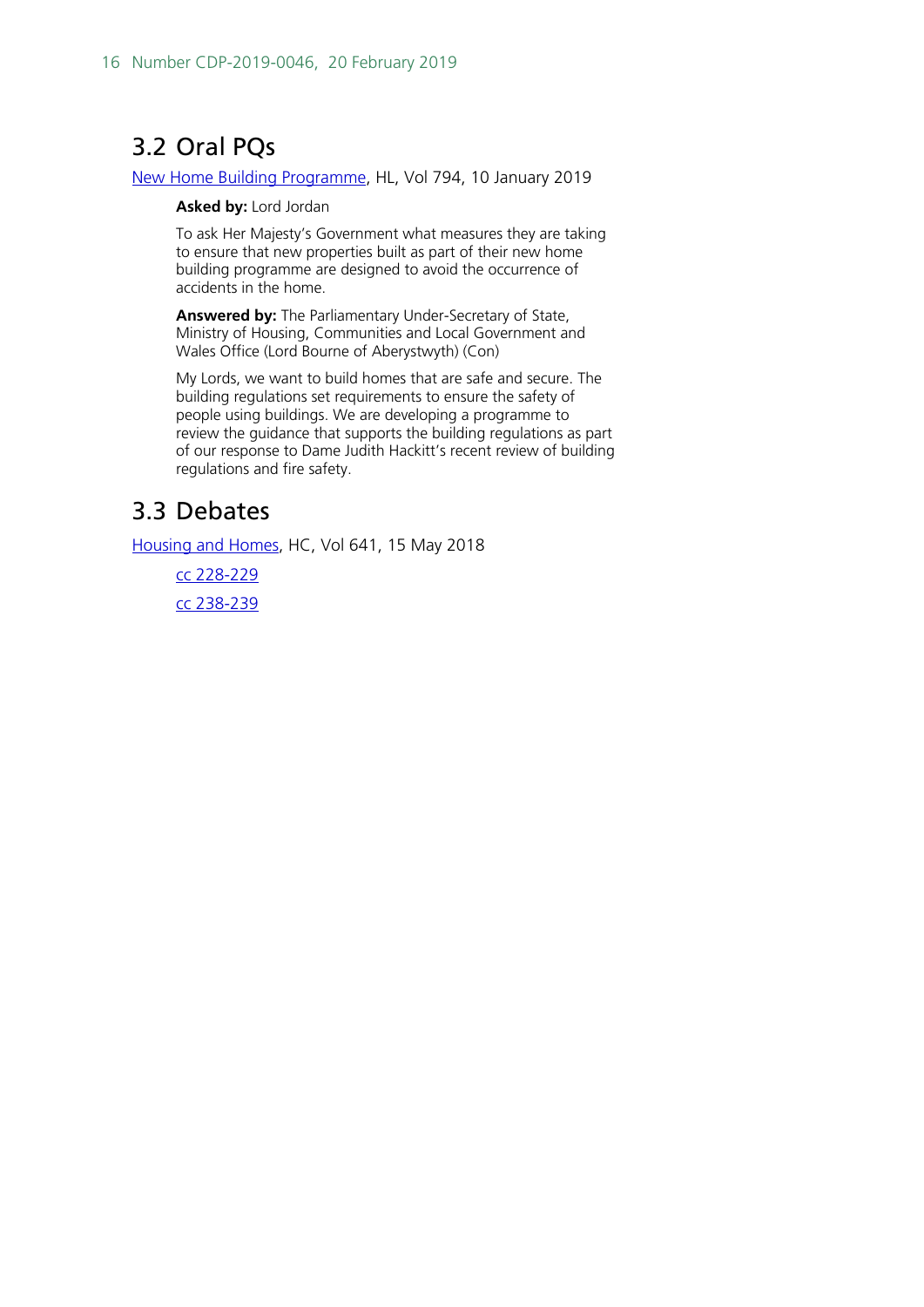## 3.2 Oral PQs

New Home Building Programme, HL, Vol 794, 10 January 2019

**Asked by:** Lord Jordan

To ask Her Majesty's Government what measures they are taking to ensure that new properties built as part of their new home building programme are designed to avoid the occurrence of accidents in the home.

**Answered by:** The Parliamentary Under-Secretary of State, Ministry of Housing, Communities and Local Government and Wales Office (Lord Bourne of Aberystwyth) (Con)

My Lords, we want to build homes that are safe and secure. The building regulations set requirements to ensure the safety of people using buildings. We are developing a programme to review the guidance that supports the building regulations as part of our response to Dame Judith Hackitt's recent review of building regulations and fire safety.

## 3.3 Debates

Housing and Homes, HC, Vol 641, 15 May 2018

cc 228-229

cc 238-239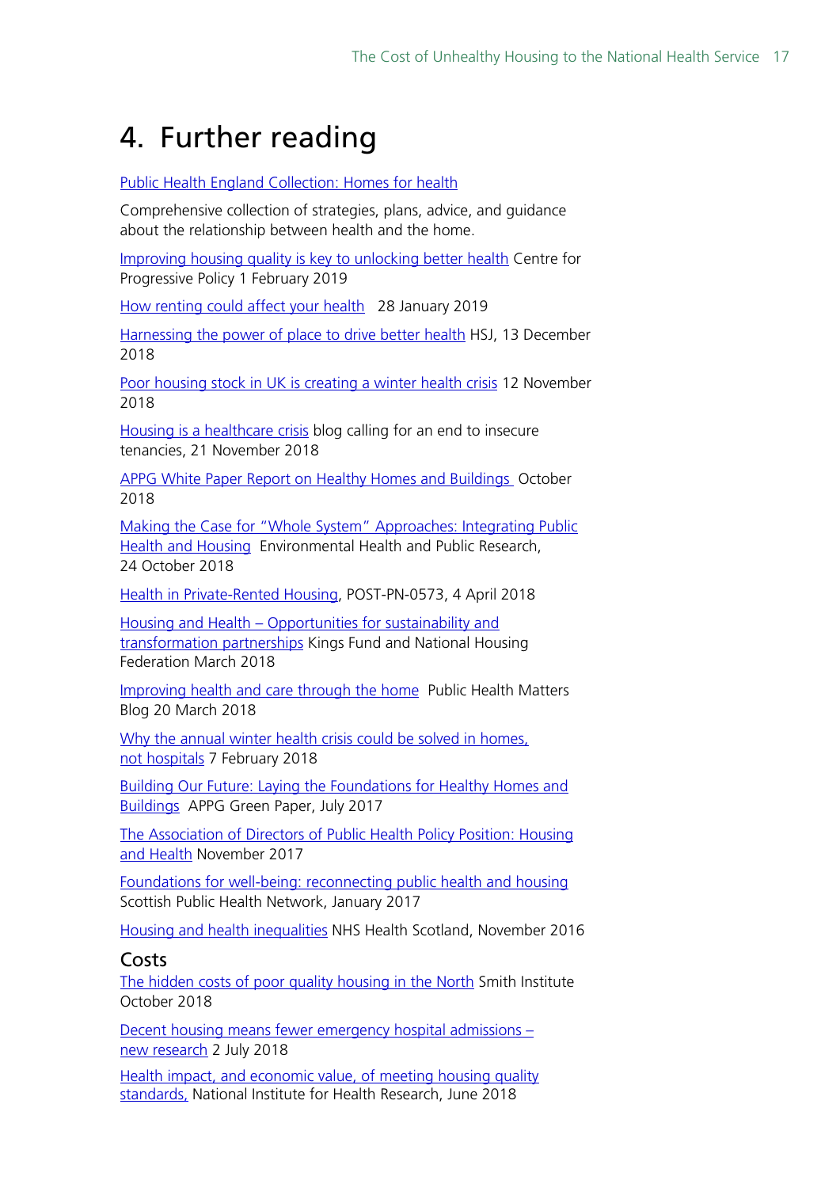# 4. Further reading

Public Health England Collection: Homes for health

Comprehensive collection of strategies, plans, advice, and guidance about the relationship between health and the home.

Improving housing quality is key to unlocking better health Centre for Progressive Policy 1 February 2019

How renting could affect your health 28 January 2019

Harnessing the power of place to drive better health HSJ, 13 December 2018

Poor housing stock in UK is creating a winter health crisis 12 November 2018

Housing is a healthcare crisis blog calling for an end to insecure tenancies, 21 November 2018

APPG White Paper Report on Healthy Homes and Buildings October 2018

Making the Case for "Whole System" Approaches: Integrating Public Health and Housing Environmental Health and Public Research, 24 October 2018

Health in Private-Rented Housing, POST-PN-0573, 4 April 2018

Housing and Health – Opportunities for sustainability and transformation partnerships Kings Fund and National Housing Federation March 2018

Improving health and care through the home Public Health Matters Blog 20 March 2018

Why the annual winter health crisis could be solved in homes, not hospitals 7 February 2018

Building Our Future: Laying the Foundations for Healthy Homes and Buildings APPG Green Paper, July 2017

The Association of Directors of Public Health Policy Position: Housing and Health November 2017

Foundations for well-being: reconnecting public health and housing Scottish Public Health Network, January 2017

Housing and health inequalities NHS Health Scotland, November 2016

## Costs

The hidden costs of poor quality housing in the North Smith Institute October 2018

Decent housing means fewer emergency hospital admissions – new research 2 July 2018

Health impact, and economic value, of meeting housing quality standards, National Institute for Health Research, June 2018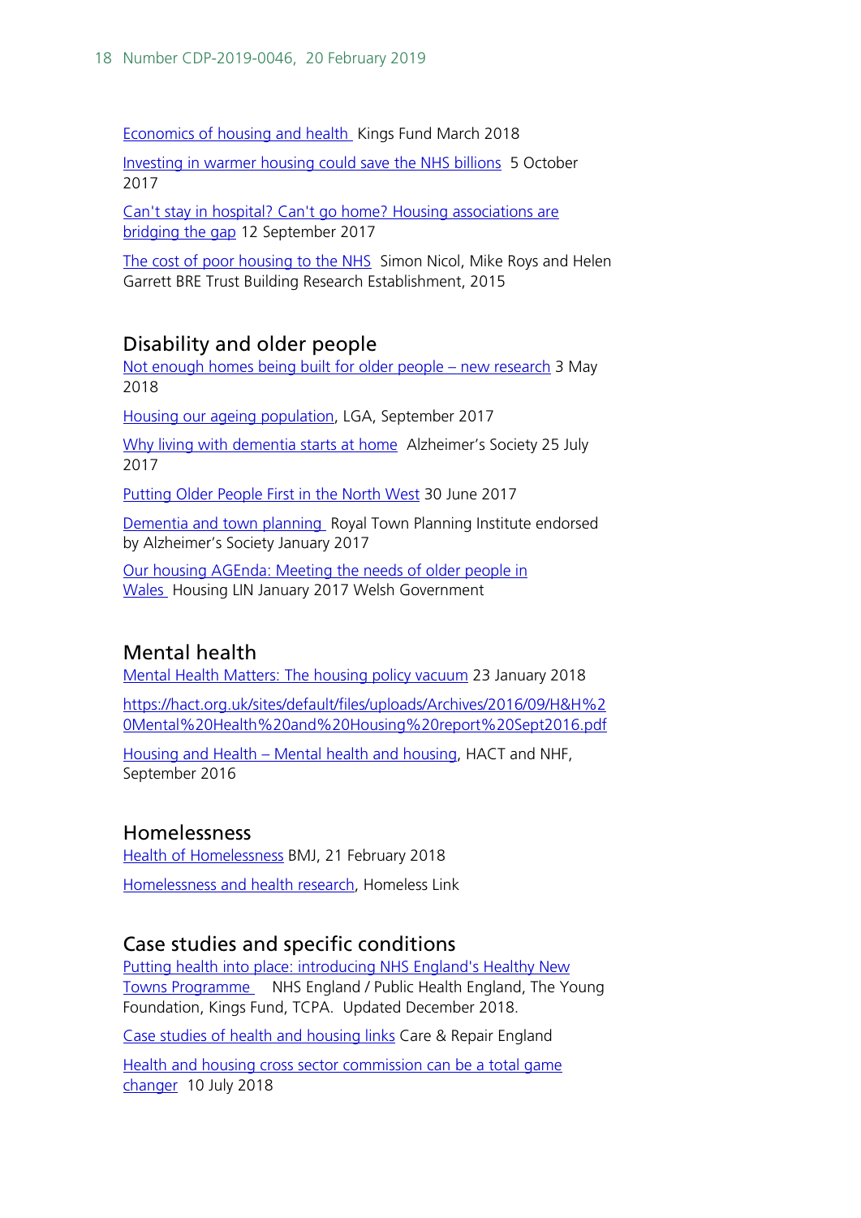Economics of housing and health Kings Fund March 2018

Investing in warmer housing could save the NHS billions 5 October 2017

Can't stay in hospital? Can't go home? Housing associations are bridging the gap 12 September 2017

The cost of poor housing to the NHS Simon Nicol, Mike Roys and Helen Garrett BRE Trust Building Research Establishment, 2015

## Disability and older people

Not enough homes being built for older people – new research 3 May 2018

Housing our ageing population, LGA, September 2017

Why living with dementia starts at home Alzheimer's Society 25 July 2017

Putting Older People First in the North West 30 June 2017

Dementia and town planning Royal Town Planning Institute endorsed by Alzheimer's Society January 2017

Our housing AGEnda: Meeting the needs of older people in Wales Housing LIN January 2017 Welsh Government

## Mental health

Mental Health Matters: The housing policy vacuum 23 January 2018

https://hact.org.uk/sites/default/files/uploads/Archives/2016/09/H&H%20Mental%20Health%20and%20Housing%20report%20Sept2016.pdf

Housing and Health – Mental health and housing, HACT and NHF, September 2016

## Homelessness

Health of Homelessness BMJ, 21 February 2018

Homelessness and health research, Homeless Link

## Case studies and specific conditions

Putting health into place: introducing NHS England's Healthy New Towns Programme NHS England / Public Health England, The Young Foundation, Kings Fund, TCPA. Updated December 2018.

Case studies of health and housing links Care & Repair England

Health and housing cross sector commission can be a total game changer 10 July 2018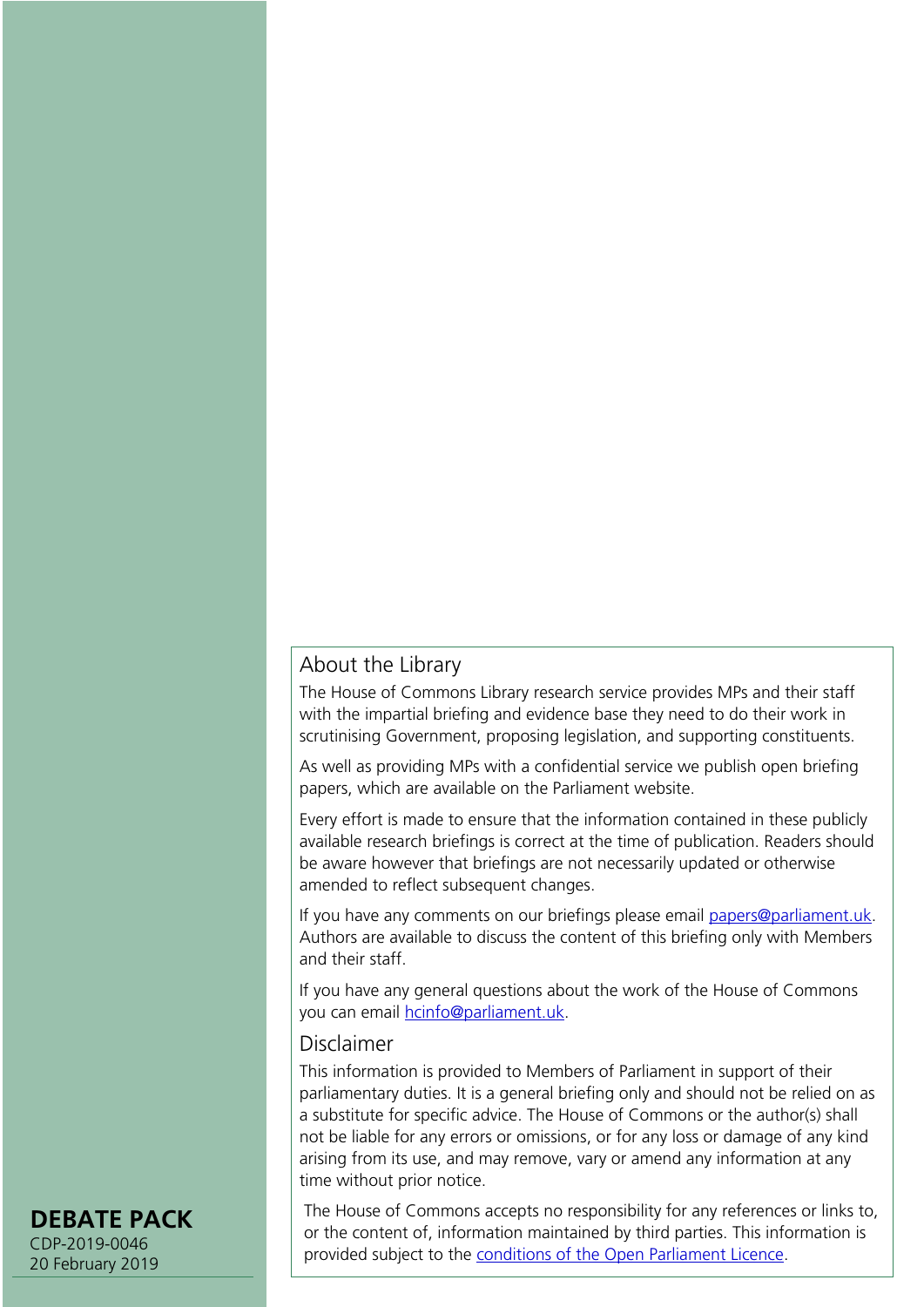## About the Library

The House of Commons Library research service provides MPs and their staff with the impartial briefing and evidence base they need to do their work in scrutinising Government, proposing legislation, and supporting constituents.

As well as providing MPs with a confidential service we publish open briefing papers, which are available on the Parliament website.

Every effort is made to ensure that the information contained in these publicly available research briefings is correct at the time of publication. Readers should be aware however that briefings are not necessarily updated or otherwise amended to reflect subsequent changes.

If you have any comments on our briefings please email [papers@parliament.uk](mailto:papers@parliament.uk). Authors are available to discuss the content of this briefing only with Members and their staff.

If you have any general questions about the work of the House of Commons you can email [hcinfo@parliament.uk](mailto:hcinfo@parliament.uk).

## Disclaimer

This information is provided to Members of Parliament in support of their parliamentary duties. It is a general briefing only and should not be relied on as a substitute for specific advice. The House of Commons or the author(s) shall not be liable for any errors or omissions, or for any loss or damage of any kind arising from its use, and may remove, vary or amend any information at any time without prior notice.

The House of Commons accepts no responsibility for any references or links to, or the content of, information maintained by third parties. This information is provided subject to the conditions of the Open Parliament Licence.

**DEBATE PACK**

CDP-2019-0046

20 February 2019